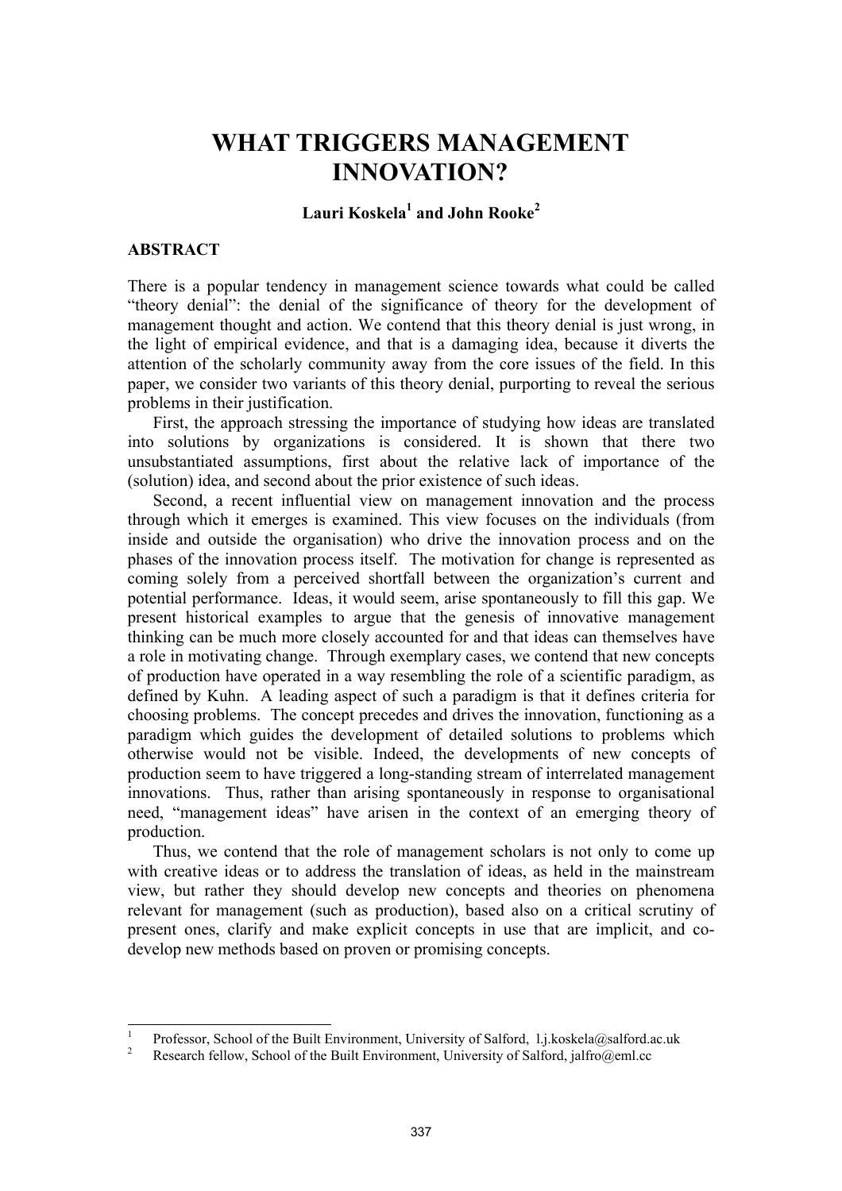# WHAT TRIGGERS MANAGEMENT INNOVATION?

**Lauri Koskela[1] and John Rooke[2]**

## ABSTRACT

There is a popular tendency in management science towards what could be called "theory denial": the denial of the significance of theory for the development of management thought and action. We contend that this theory denial is just wrong, in the light of empirical evidence, and that is a damaging idea, because it diverts the attention of the scholarly community away from the core issues of the field. In this paper, we consider two variants of this theory denial, purporting to reveal the serious problems in their justification.

First, the approach stressing the importance of studying how ideas are translated into solutions by organizations is considered. It is shown that there two unsubstantiated assumptions, first about the relative lack of importance of the (solution) idea, and second about the prior existence of such ideas.

Second, a recent influential view on management innovation and the process through which it emerges is examined. This view focuses on the individuals (from inside and outside the organisation) who drive the innovation process and on the phases of the innovation process itself. The motivation for change is represented as coming solely from a perceived shortfall between the organization's current and potential performance. Ideas, it would seem, arise spontaneously to fill this gap. We present historical examples to argue that the genesis of innovative management thinking can be much more closely accounted for and that ideas can themselves have a role in motivating change. Through exemplary cases, we contend that new concepts of production have operated in a way resembling the role of a scientific paradigm, as defined by Kuhn. A leading aspect of such a paradigm is that it defines criteria for choosing problems. The concept precedes and drives the innovation, functioning as a paradigm which guides the development of detailed solutions to problems which otherwise would not be visible. Indeed, the developments of new concepts of production seem to have triggered a long-standing stream of interrelated management innovations. Thus, rather than arising spontaneously in response to organisational need, "management ideas" have arisen in the context of an emerging theory of production.

Thus, we contend that the role of management scholars is not only to come up with creative ideas or to address the translation of ideas, as held in the mainstream view, but rather they should develop new concepts and theories on phenomena relevant for management (such as production), based also on a critical scrutiny of present ones, clarify and make explicit concepts in use that are implicit, and co-develop new methods based on proven or promising concepts.

---

[1] Professor, School of the Built Environment, University of Salford, l.j.koskela@salford.ac.uk

[2] Research fellow, School of the Built Environment, University of Salford, jalfro@eml.cc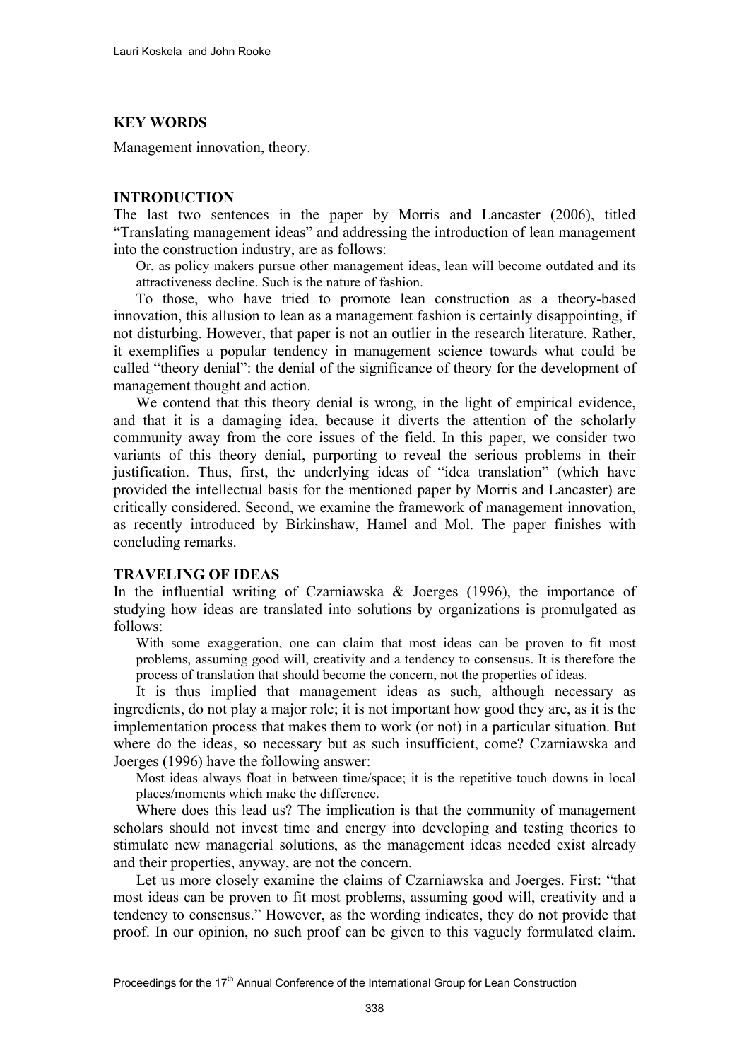## KEY WORDS

Management innovation, theory.

## INTRODUCTION

The last two sentences in the paper by Morris and Lancaster (2006), titled "Translating management ideas" and addressing the introduction of lean management into the construction industry, are as follows:

> Or, as policy makers pursue other management ideas, lean will become outdated and its attractiveness decline. Such is the nature of fashion.

To those, who have tried to promote lean construction as a theory-based innovation, this allusion to lean as a management fashion is certainly disappointing, if not disturbing. However, that paper is not an outlier in the research literature. Rather, it exemplifies a popular tendency in management science towards what could be called "theory denial": the denial of the significance of theory for the development of management thought and action.

We contend that this theory denial is wrong, in the light of empirical evidence, and that it is a damaging idea, because it diverts the attention of the scholarly community away from the core issues of the field. In this paper, we consider two variants of this theory denial, purporting to reveal the serious problems in their justification. Thus, first, the underlying ideas of "idea translation" (which have provided the intellectual basis for the mentioned paper by Morris and Lancaster) are critically considered. Second, we examine the framework of management innovation, as recently introduced by Birkinshaw, Hamel and Mol. The paper finishes with concluding remarks.

## TRAVELING OF IDEAS

In the influential writing of Czarniawska & Joerges (1996), the importance of studying how ideas are translated into solutions by organizations is promulgated as follows:

> With some exaggeration, one can claim that most ideas can be proven to fit most problems, assuming good will, creativity and a tendency to consensus. It is therefore the process of translation that should become the concern, not the properties of ideas.

It is thus implied that management ideas as such, although necessary as ingredients, do not play a major role; it is not important how good they are, as it is the implementation process that makes them to work (or not) in a particular situation. But where do the ideas, so necessary but as such insufficient, come? Czarniawska and Joerges (1996) have the following answer:

> Most ideas always float in between time/space; it is the repetitive touch downs in local places/moments which make the difference.

Where does this lead us? The implication is that the community of management scholars should not invest time and energy into developing and testing theories to stimulate new managerial solutions, as the management ideas needed exist already and their properties, anyway, are not the concern.

Let us more closely examine the claims of Czarniawska and Joerges. First: "that most ideas can be proven to fit most problems, assuming good will, creativity and a tendency to consensus." However, as the wording indicates, they do not provide that proof. In our opinion, no such proof can be given to this vaguely formulated claim.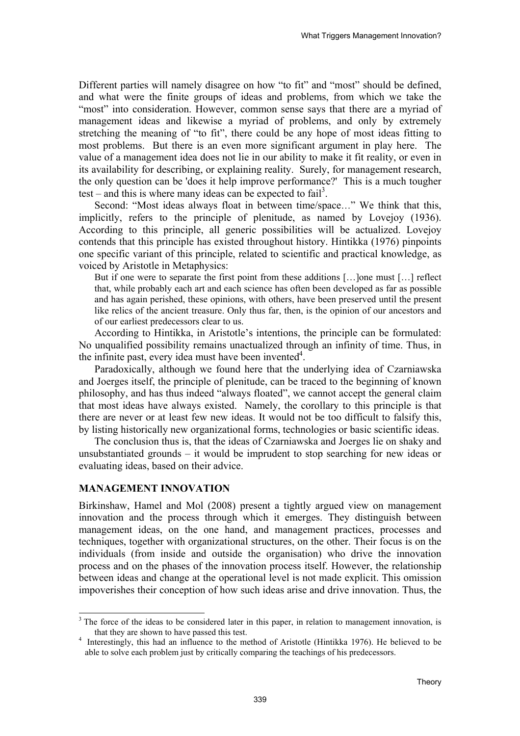Different parties will namely disagree on how "to fit" and "most" should be defined, and what were the finite groups of ideas and problems, from which we take the "most" into consideration. However, common sense says that there are a myriad of management ideas and likewise a myriad of problems, and only by extremely stretching the meaning of "to fit", there could be any hope of most ideas fitting to most problems. But there is an even more significant argument in play here. The value of a management idea does not lie in our ability to make it fit reality, or even in its availability for describing, or explaining reality. Surely, for management research, the only question can be 'does it help improve performance?' This is a much tougher test – and this is where many ideas can be expected to fail[3].

Second: "Most ideas always float in between time/space…" We think that this, implicitly, refers to the principle of plenitude, as named by Lovejoy (1936). According to this principle, all generic possibilities will be actualized. Lovejoy contends that this principle has existed throughout history. Hintikka (1976) pinpoints one specific variant of this principle, related to scientific and practical knowledge, as voiced by Aristotle in Metaphysics:

> But if one were to separate the first point from these additions […]one must […] reflect that, while probably each art and each science has often been developed as far as possible and has again perished, these opinions, with others, have been preserved until the present like relics of the ancient treasure. Only thus far, then, is the opinion of our ancestors and of our earliest predecessors clear to us.

According to Hintikka, in Aristotle's intentions, the principle can be formulated: No unqualified possibility remains unactualized through an infinity of time. Thus, in the infinite past, every idea must have been invented[4].

Paradoxically, although we found here that the underlying idea of Czarniawska and Joerges itself, the principle of plenitude, can be traced to the beginning of known philosophy, and has thus indeed "always floated", we cannot accept the general claim that most ideas have always existed. Namely, the corollary to this principle is that there are never or at least few new ideas. It would not be too difficult to falsify this, by listing historically new organizational forms, technologies or basic scientific ideas.

The conclusion thus is, that the ideas of Czarniawska and Joerges lie on shaky and unsubstantiated grounds – it would be imprudent to stop searching for new ideas or evaluating ideas, based on their advice.

## MANAGEMENT INNOVATION

Birkinshaw, Hamel and Mol (2008) present a tightly argued view on management innovation and the process through which it emerges. They distinguish between management ideas, on the one hand, and management practices, processes and techniques, together with organizational structures, on the other. Their focus is on the individuals (from inside and outside the organisation) who drive the innovation process and on the phases of the innovation process itself. However, the relationship between ideas and change at the operational level is not made explicit. This omission impoverishes their conception of how such ideas arise and drive innovation. Thus, the

---

[3] The force of the ideas to be considered later in this paper, in relation to management innovation, is that they are shown to have passed this test.

[4] Interestingly, this had an influence to the method of Aristotle (Hintikka 1976). He believed to be able to solve each problem just by critically comparing the teachings of his predecessors.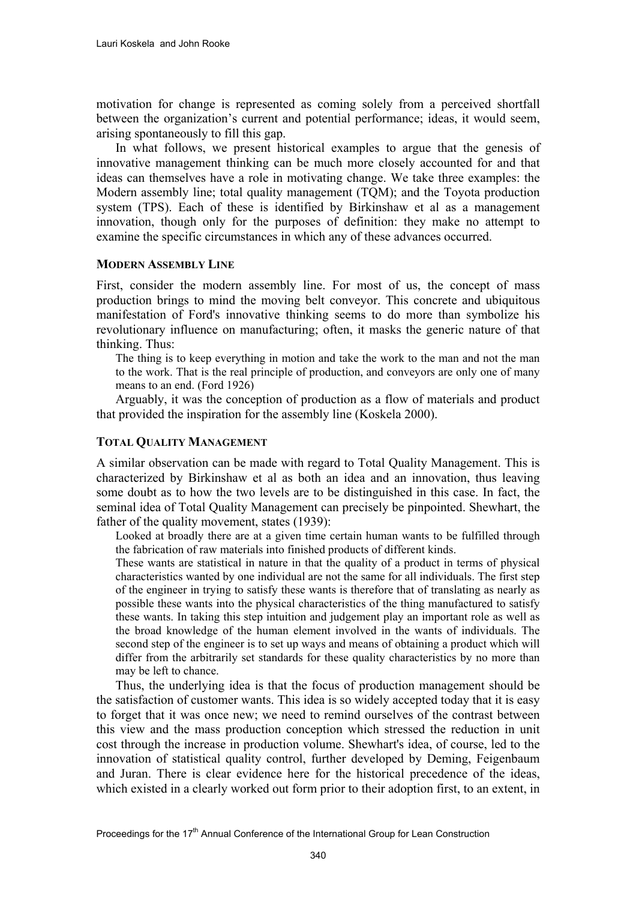motivation for change is represented as coming solely from a perceived shortfall between the organization's current and potential performance; ideas, it would seem, arising spontaneously to fill this gap.

In what follows, we present historical examples to argue that the genesis of innovative management thinking can be much more closely accounted for and that ideas can themselves have a role in motivating change. We take three examples: the Modern assembly line; total quality management (TQM); and the Toyota production system (TPS). Each of these is identified by Birkinshaw et al as a management innovation, though only for the purposes of definition: they make no attempt to examine the specific circumstances in which any of these advances occurred.

## MODERN ASSEMBLY LINE

First, consider the modern assembly line. For most of us, the concept of mass production brings to mind the moving belt conveyor. This concrete and ubiquitous manifestation of Ford's innovative thinking seems to do more than symbolize his revolutionary influence on manufacturing; often, it masks the generic nature of that thinking. Thus:

> The thing is to keep everything in motion and take the work to the man and not the man to the work. That is the real principle of production, and conveyors are only one of many means to an end. (Ford 1926)

Arguably, it was the conception of production as a flow of materials and product that provided the inspiration for the assembly line (Koskela 2000).

## TOTAL QUALITY MANAGEMENT

A similar observation can be made with regard to Total Quality Management. This is characterized by Birkinshaw et al as both an idea and an innovation, thus leaving some doubt as to how the two levels are to be distinguished in this case. In fact, the seminal idea of Total Quality Management can precisely be pinpointed. Shewhart, the father of the quality movement, states (1939):

> Looked at broadly there are at a given time certain human wants to be fulfilled through the fabrication of raw materials into finished products of different kinds.
>
> These wants are statistical in nature in that the quality of a product in terms of physical characteristics wanted by one individual are not the same for all individuals. The first step of the engineer in trying to satisfy these wants is therefore that of translating as nearly as possible these wants into the physical characteristics of the thing manufactured to satisfy these wants. In taking this step intuition and judgement play an important role as well as the broad knowledge of the human element involved in the wants of individuals. The second step of the engineer is to set up ways and means of obtaining a product which will differ from the arbitrarily set standards for these quality characteristics by no more than may be left to chance.

Thus, the underlying idea is that the focus of production management should be the satisfaction of customer wants. This idea is so widely accepted today that it is easy to forget that it was once new; we need to remind ourselves of the contrast between this view and the mass production conception which stressed the reduction in unit cost through the increase in production volume. Shewhart's idea, of course, led to the innovation of statistical quality control, further developed by Deming, Feigenbaum and Juran. There is clear evidence here for the historical precedence of the ideas, which existed in a clearly worked out form prior to their adoption first, to an extent, in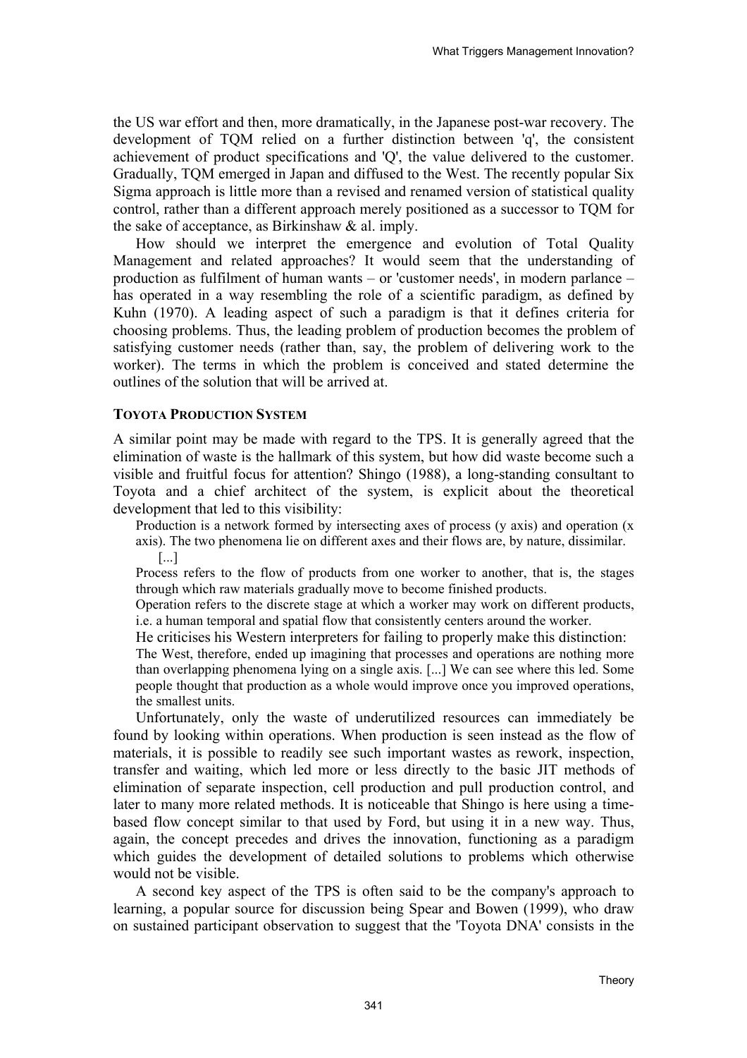the US war effort and then, more dramatically, in the Japanese post-war recovery. The development of TQM relied on a further distinction between 'q', the consistent achievement of product specifications and 'Q', the value delivered to the customer. Gradually, TQM emerged in Japan and diffused to the West. The recently popular Six Sigma approach is little more than a revised and renamed version of statistical quality control, rather than a different approach merely positioned as a successor to TQM for the sake of acceptance, as Birkinshaw & al. imply.

How should we interpret the emergence and evolution of Total Quality Management and related approaches? It would seem that the understanding of production as fulfilment of human wants – or 'customer needs', in modern parlance – has operated in a way resembling the role of a scientific paradigm, as defined by Kuhn (1970). A leading aspect of such a paradigm is that it defines criteria for choosing problems. Thus, the leading problem of production becomes the problem of satisfying customer needs (rather than, say, the problem of delivering work to the worker). The terms in which the problem is conceived and stated determine the outlines of the solution that will be arrived at.

### TOYOTA PRODUCTION SYSTEM

A similar point may be made with regard to the TPS. It is generally agreed that the elimination of waste is the hallmark of this system, but how did waste become such a visible and fruitful focus for attention? Shingo (1988), a long-standing consultant to Toyota and a chief architect of the system, is explicit about the theoretical development that led to this visibility:

> Production is a network formed by intersecting axes of process (y axis) and operation (x axis). The two phenomena lie on different axes and their flows are, by nature, dissimilar. [...]
>
> Process refers to the flow of products from one worker to another, that is, the stages through which raw materials gradually move to become finished products.
>
> Operation refers to the discrete stage at which a worker may work on different products, i.e. a human temporal and spatial flow that consistently centers around the worker.

He criticises his Western interpreters for failing to properly make this distinction:

> The West, therefore, ended up imagining that processes and operations are nothing more than overlapping phenomena lying on a single axis. [...] We can see where this led. Some people thought that production as a whole would improve once you improved operations, the smallest units.

Unfortunately, only the waste of underutilized resources can immediately be found by looking within operations. When production is seen instead as the flow of materials, it is possible to readily see such important wastes as rework, inspection, transfer and waiting, which led more or less directly to the basic JIT methods of elimination of separate inspection, cell production and pull production control, and later to many more related methods. It is noticeable that Shingo is here using a time-based flow concept similar to that used by Ford, but using it in a new way. Thus, again, the concept precedes and drives the innovation, functioning as a paradigm which guides the development of detailed solutions to problems which otherwise would not be visible.

A second key aspect of the TPS is often said to be the company's approach to learning, a popular source for discussion being Spear and Bowen (1999), who draw on sustained participant observation to suggest that the 'Toyota DNA' consists in the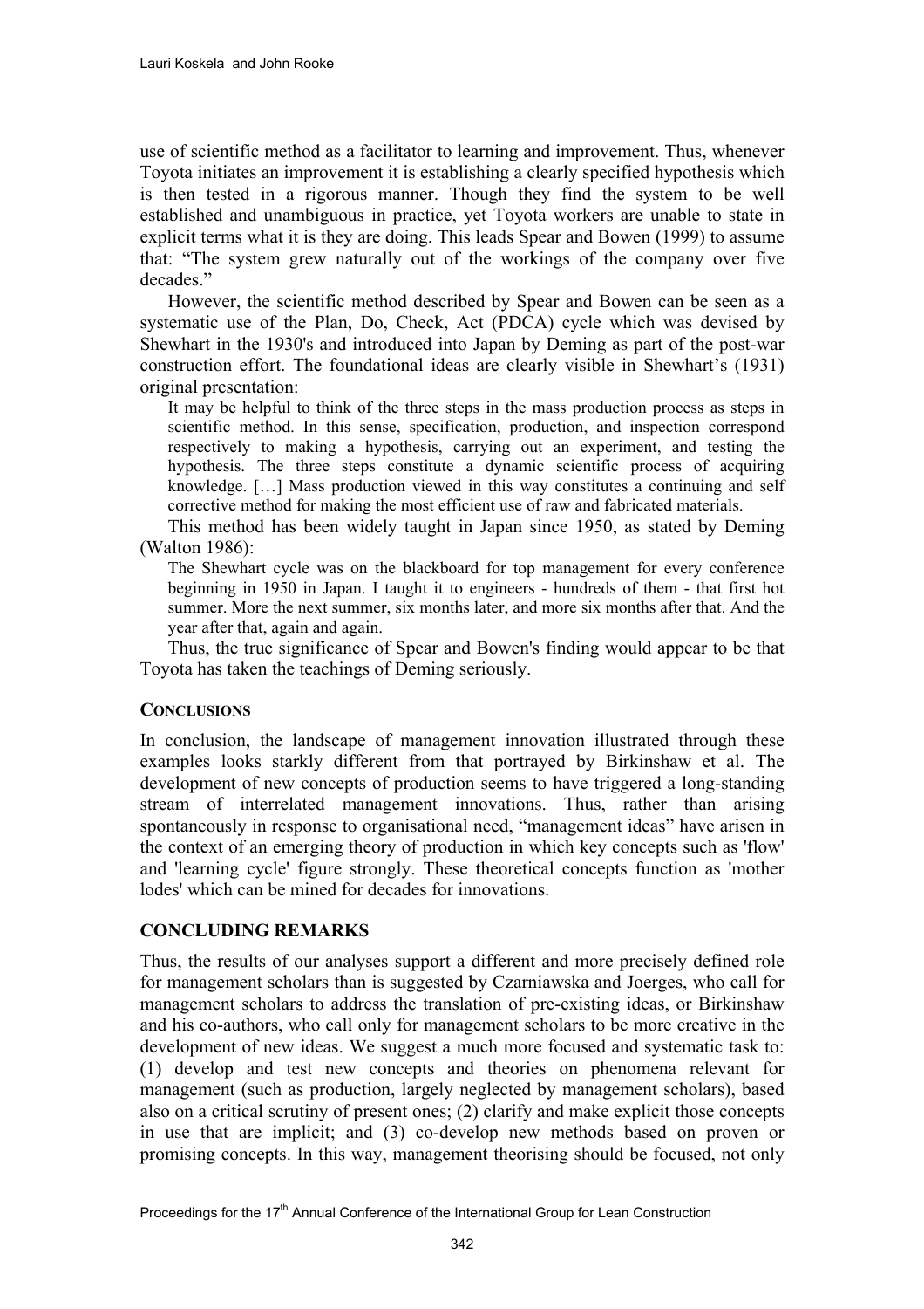use of scientific method as a facilitator to learning and improvement. Thus, whenever Toyota initiates an improvement it is establishing a clearly specified hypothesis which is then tested in a rigorous manner. Though they find the system to be well established and unambiguous in practice, yet Toyota workers are unable to state in explicit terms what it is they are doing. This leads Spear and Bowen (1999) to assume that: "The system grew naturally out of the workings of the company over five decades."

However, the scientific method described by Spear and Bowen can be seen as a systematic use of the Plan, Do, Check, Act (PDCA) cycle which was devised by Shewhart in the 1930's and introduced into Japan by Deming as part of the post-war construction effort. The foundational ideas are clearly visible in Shewhart's (1931) original presentation:

> It may be helpful to think of the three steps in the mass production process as steps in scientific method. In this sense, specification, production, and inspection correspond respectively to making a hypothesis, carrying out an experiment, and testing the hypothesis. The three steps constitute a dynamic scientific process of acquiring knowledge. […] Mass production viewed in this way constitutes a continuing and self corrective method for making the most efficient use of raw and fabricated materials.

This method has been widely taught in Japan since 1950, as stated by Deming (Walton 1986):

> The Shewhart cycle was on the blackboard for top management for every conference beginning in 1950 in Japan. I taught it to engineers - hundreds of them - that first hot summer. More the next summer, six months later, and more six months after that. And the year after that, again and again.

Thus, the true significance of Spear and Bowen's finding would appear to be that Toyota has taken the teachings of Deming seriously.

### CONCLUSIONS

In conclusion, the landscape of management innovation illustrated through these examples looks starkly different from that portrayed by Birkinshaw et al. The development of new concepts of production seems to have triggered a long-standing stream of interrelated management innovations. Thus, rather than arising spontaneously in response to organisational need, "management ideas" have arisen in the context of an emerging theory of production in which key concepts such as 'flow' and 'learning cycle' figure strongly. These theoretical concepts function as 'mother lodes' which can be mined for decades for innovations.

## CONCLUDING REMARKS

Thus, the results of our analyses support a different and more precisely defined role for management scholars than is suggested by Czarniawska and Joerges, who call for management scholars to address the translation of pre-existing ideas, or Birkinshaw and his co-authors, who call only for management scholars to be more creative in the development of new ideas. We suggest a much more focused and systematic task to: (1) develop and test new concepts and theories on phenomena relevant for management (such as production, largely neglected by management scholars), based also on a critical scrutiny of present ones; (2) clarify and make explicit those concepts in use that are implicit; and (3) co-develop new methods based on proven or promising concepts. In this way, management theorising should be focused, not only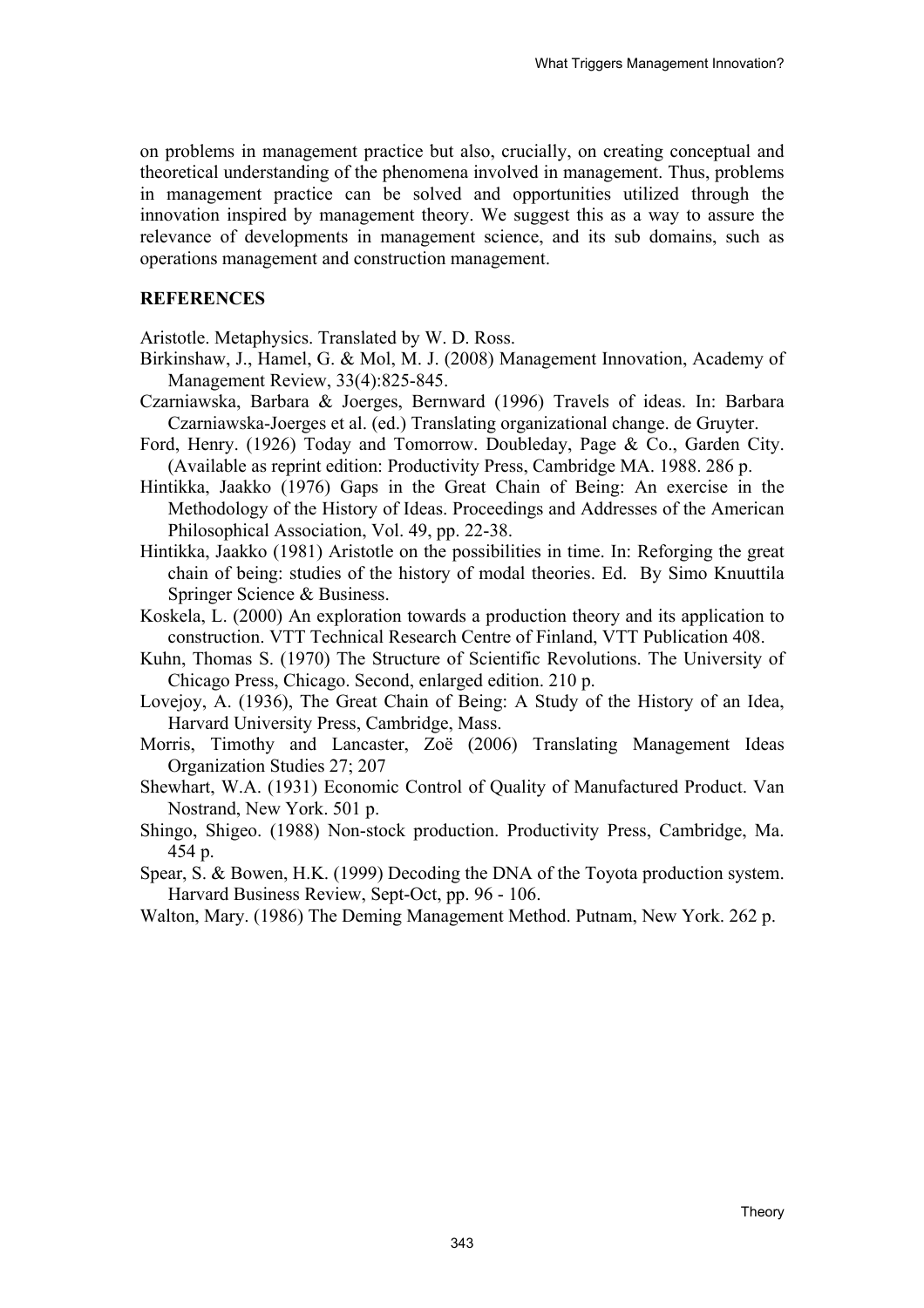on problems in management practice but also, crucially, on creating conceptual and theoretical understanding of the phenomena involved in management. Thus, problems in management practice can be solved and opportunities utilized through the innovation inspired by management theory. We suggest this as a way to assure the relevance of developments in management science, and its sub domains, such as operations management and construction management.

## REFERENCES

Aristotle. Metaphysics. Translated by W. D. Ross.

Birkinshaw, J., Hamel, G. & Mol, M. J. (2008) Management Innovation, Academy of Management Review, 33(4):825-845.

Czarniawska, Barbara & Joerges, Bernward (1996) Travels of ideas. In: Barbara Czarniawska-Joerges et al. (ed.) Translating organizational change. de Gruyter.

Ford, Henry. (1926) Today and Tomorrow. Doubleday, Page & Co., Garden City. (Available as reprint edition: Productivity Press, Cambridge MA. 1988. 286 p.

Hintikka, Jaakko (1976) Gaps in the Great Chain of Being: An exercise in the Methodology of the History of Ideas. Proceedings and Addresses of the American Philosophical Association, Vol. 49, pp. 22-38.

Hintikka, Jaakko (1981) Aristotle on the possibilities in time. In: Reforging the great chain of being: studies of the history of modal theories. Ed. By Simo Knuuttila Springer Science & Business.

Koskela, L. (2000) An exploration towards a production theory and its application to construction. VTT Technical Research Centre of Finland, VTT Publication 408.

Kuhn, Thomas S. (1970) The Structure of Scientific Revolutions. The University of Chicago Press, Chicago. Second, enlarged edition. 210 p.

Lovejoy, A. (1936), The Great Chain of Being: A Study of the History of an Idea, Harvard University Press, Cambridge, Mass.

Morris, Timothy and Lancaster, Zoë (2006) Translating Management Ideas Organization Studies 27; 207

Shewhart, W.A. (1931) Economic Control of Quality of Manufactured Product. Van Nostrand, New York. 501 p.

Shingo, Shigeo. (1988) Non-stock production. Productivity Press, Cambridge, Ma. 454 p.

Spear, S. & Bowen, H.K. (1999) Decoding the DNA of the Toyota production system. Harvard Business Review, Sept-Oct, pp. 96 - 106.

Walton, Mary. (1986) The Deming Management Method. Putnam, New York. 262 p.